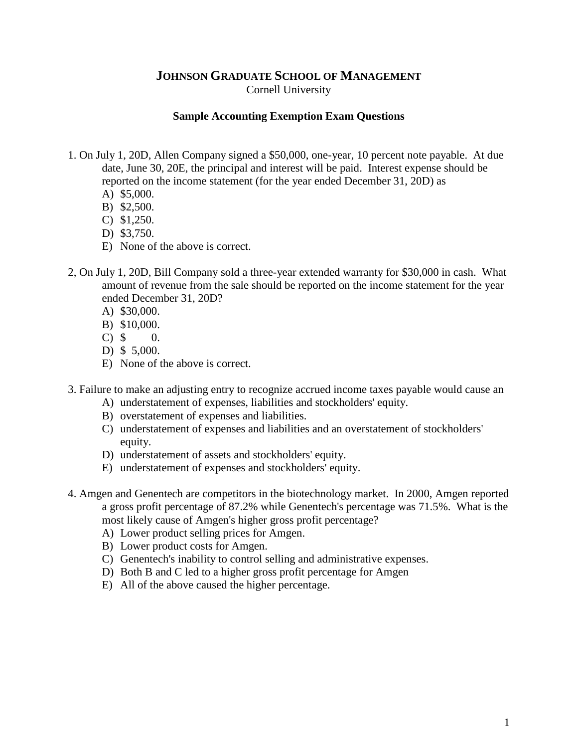# JOHNSON GRADUATE SCHOOL OF MANAGEMENT

Cornell University

## Sample Accounting Exemption Exam Questions

1. On July 1, 20D, Allen Company signed a $50,000, one-year, 10 percent note payable. At due date, June 30, 20E, the principal and interest will be paid. Interest expense should be reported on the income statement (for the year ended December 31, 20D) as
   - A) $5,000.
   - B) $2,500.
   - C) $1,250.
   - D) $3,750.
   - E) None of the above is correct.

2, On July 1, 20D, Bill Company sold a three-year extended warranty for $30,000 in cash. What amount of revenue from the sale should be reported on the income statement for the year ended December 31, 20D?
   - A) $30,000.
   - B) $10,000.
   - C) $ 0.
   - D) $ 5,000.
   - E) None of the above is correct.

3. Failure to make an adjusting entry to recognize accrued income taxes payable would cause an
   - A) understatement of expenses, liabilities and stockholders' equity.
   - B) overstatement of expenses and liabilities.
   - C) understatement of expenses and liabilities and an overstatement of stockholders' equity.
   - D) understatement of assets and stockholders' equity.
   - E) understatement of expenses and stockholders' equity.

4. Amgen and Genentech are competitors in the biotechnology market. In 2000, Amgen reported a gross profit percentage of 87.2% while Genentech's percentage was 71.5%. What is the most likely cause of Amgen's higher gross profit percentage?
   - A) Lower product selling prices for Amgen.
   - B) Lower product costs for Amgen.
   - C) Genentech's inability to control selling and administrative expenses.
   - D) Both B and C led to a higher gross profit percentage for Amgen
   - E) All of the above caused the higher percentage.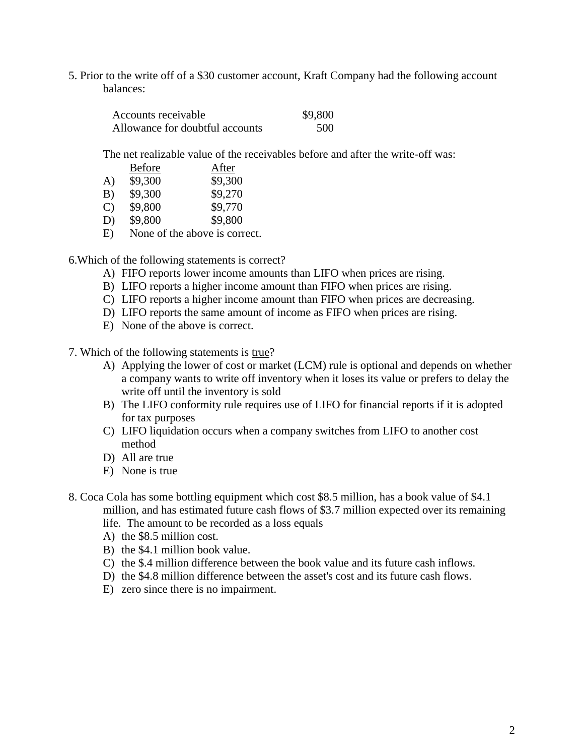5. Prior to the write off of a $30 customer account, Kraft Company had the following account balances:

| | |
|---|---|
| Accounts receivable | $9,800 |
| Allowance for doubtful accounts | 500 |

The net realizable value of the receivables before and after the write-off was:

| | Before | After |
|---|---|---|
| A) | $9,300 | $9,300 |
| B) | $9,300 | $9,270 |
| C) | $9,800 | $9,770 |
| D) | $9,800 | $9,800 |
| E) | None of the above is correct. | |

6.Which of the following statements is correct?

A) FIFO reports lower income amounts than LIFO when prices are rising.
B) LIFO reports a higher income amount than FIFO when prices are rising.
C) LIFO reports a higher income amount than FIFO when prices are decreasing.
D) LIFO reports the same amount of income as FIFO when prices are rising.
E) None of the above is correct.

7. Which of the following statements is true?

A) Applying the lower of cost or market (LCM) rule is optional and depends on whether a company wants to write off inventory when it loses its value or prefers to delay the write off until the inventory is sold
B) The LIFO conformity rule requires use of LIFO for financial reports if it is adopted for tax purposes
C) LIFO liquidation occurs when a company switches from LIFO to another cost method
D) All are true
E) None is true

8. Coca Cola has some bottling equipment which cost $8.5 million, has a book value of $4.1 million, and has estimated future cash flows of $3.7 million expected over its remaining life. The amount to be recorded as a loss equals

A) the $8.5 million cost.
B) the $4.1 million book value.
C) the $.4 million difference between the book value and its future cash inflows.
D) the $4.8 million difference between the asset's cost and its future cash flows.
E) zero since there is no impairment.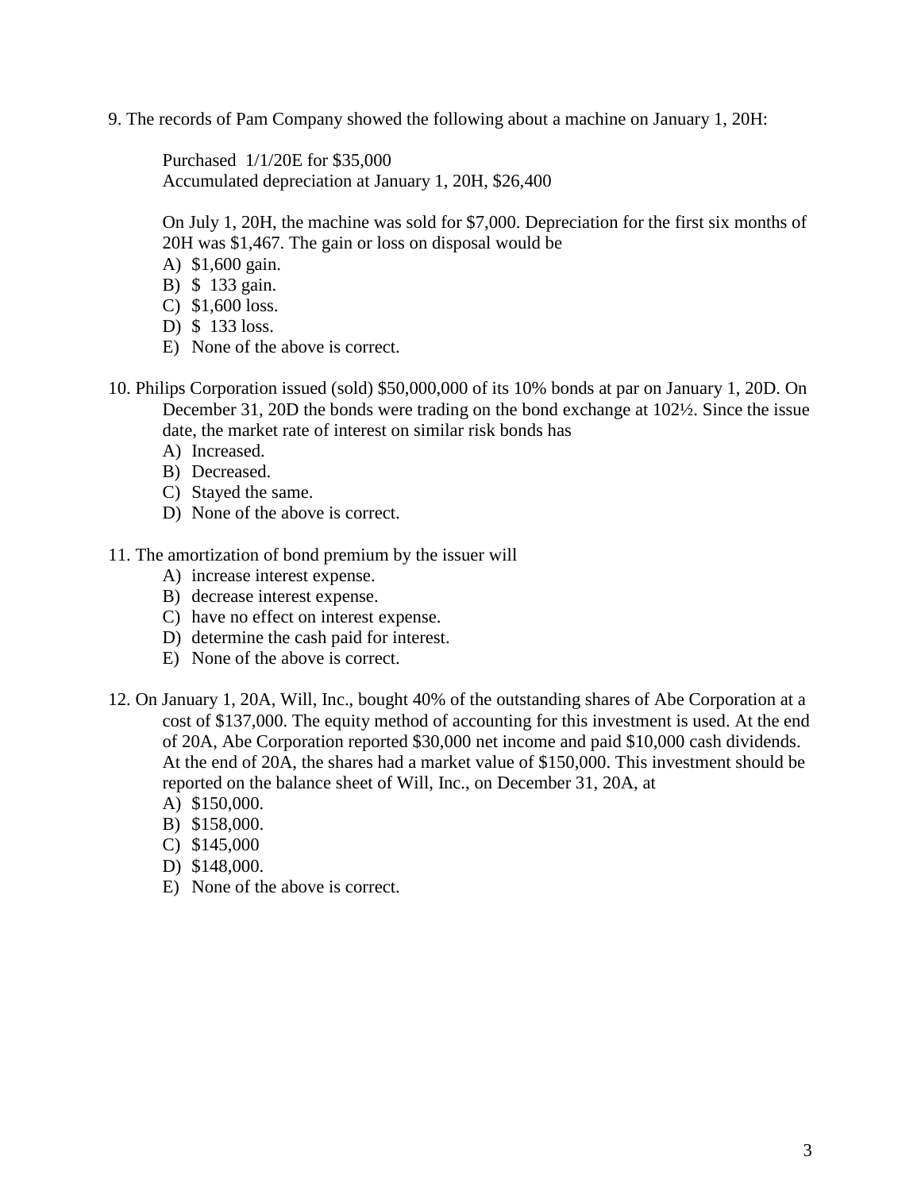9. The records of Pam Company showed the following about a machine on January 1, 20H:

   Purchased 1/1/20E for $35,000
   Accumulated depreciation at January 1, 20H, $26,400

   On July 1, 20H, the machine was sold for $7,000. Depreciation for the first six months of 20H was $1,467. The gain or loss on disposal would be

   A) $1,600 gain.
   B) $ 133 gain.
   C) $1,600 loss.
   D) $ 133 loss.
   E) None of the above is correct.

10. Philips Corporation issued (sold) $50,000,000 of its 10% bonds at par on January 1, 20D. On December 31, 20D the bonds were trading on the bond exchange at 102½. Since the issue date, the market rate of interest on similar risk bonds has

    A) Increased.
    B) Decreased.
    C) Stayed the same.
    D) None of the above is correct.

11. The amortization of bond premium by the issuer will

    A) increase interest expense.
    B) decrease interest expense.
    C) have no effect on interest expense.
    D) determine the cash paid for interest.
    E) None of the above is correct.

12. On January 1, 20A, Will, Inc., bought 40% of the outstanding shares of Abe Corporation at a cost of $137,000. The equity method of accounting for this investment is used. At the end of 20A, Abe Corporation reported $30,000 net income and paid $10,000 cash dividends. At the end of 20A, the shares had a market value of $150,000. This investment should be reported on the balance sheet of Will, Inc., on December 31, 20A, at

    A) $150,000.
    B) $158,000.
    C) $145,000
    D) $148,000.
    E) None of the above is correct.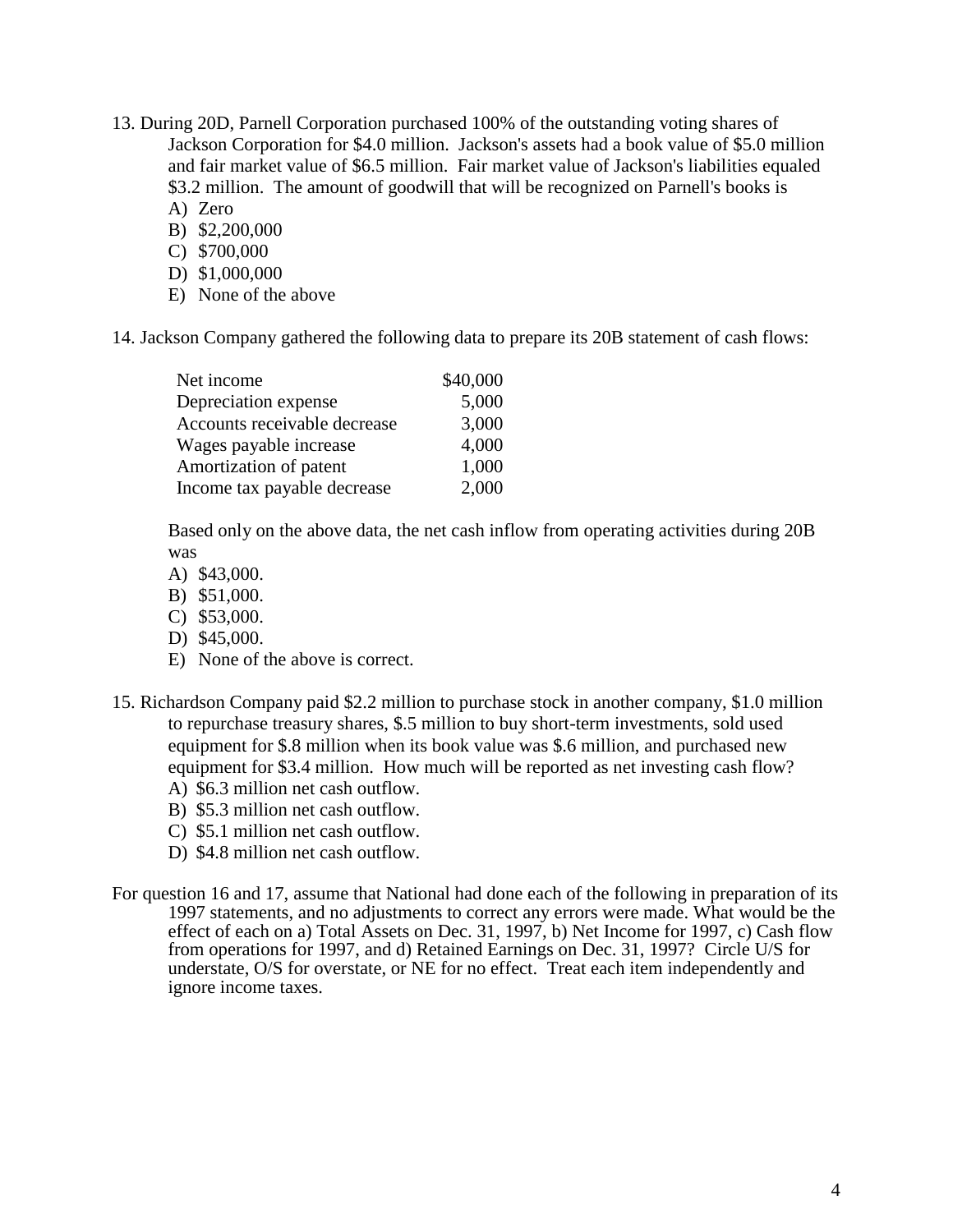13. During 20D, Parnell Corporation purchased 100% of the outstanding voting shares of Jackson Corporation for $4.0 million. Jackson's assets had a book value of $5.0 million and fair market value of $6.5 million. Fair market value of Jackson's liabilities equaled $3.2 million. The amount of goodwill that will be recognized on Parnell's books is
    A) Zero
    B) $2,200,000
    C) $700,000
    D) $1,000,000
    E) None of the above

14. Jackson Company gathered the following data to prepare its 20B statement of cash flows:

| | |
|---|---|
| Net income | $40,000 |
| Depreciation expense | 5,000 |
| Accounts receivable decrease | 3,000 |
| Wages payable increase | 4,000 |
| Amortization of patent | 1,000 |
| Income tax payable decrease | 2,000 |

    Based only on the above data, the net cash inflow from operating activities during 20B was
    A) $43,000.
    B) $51,000.
    C) $53,000.
    D) $45,000.
    E) None of the above is correct.

15. Richardson Company paid $2.2 million to purchase stock in another company, $1.0 million to repurchase treasury shares, $.5 million to buy short-term investments, sold used equipment for $.8 million when its book value was $.6 million, and purchased new equipment for $3.4 million. How much will be reported as net investing cash flow?
    A) $6.3 million net cash outflow.
    B) $5.3 million net cash outflow.
    C) $5.1 million net cash outflow.
    D) $4.8 million net cash outflow.

For question 16 and 17, assume that National had done each of the following in preparation of its 1997 statements, and no adjustments to correct any errors were made. What would be the effect of each on a) Total Assets on Dec. 31, 1997, b) Net Income for 1997, c) Cash flow from operations for 1997, and d) Retained Earnings on Dec. 31, 1997? Circle U/S for understate, O/S for overstate, or NE for no effect. Treat each item independently and ignore income taxes.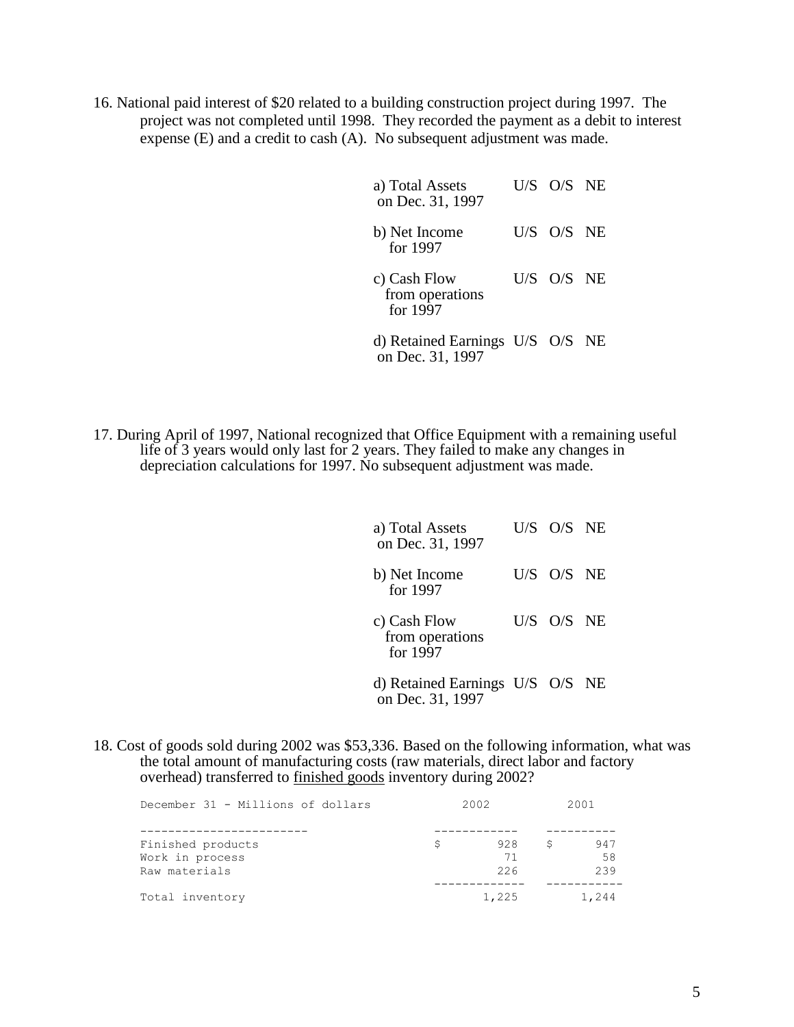16. National paid interest of $20 related to a building construction project during 1997. The project was not completed until 1998. They recorded the payment as a debit to interest expense (E) and a credit to cash (A). No subsequent adjustment was made.

| | |
|---|---|
| a) Total Assets on Dec. 31, 1997 | U/S O/S NE |
| b) Net Income for 1997 | U/S O/S NE |
| c) Cash Flow from operations for 1997 | U/S O/S NE |
| d) Retained Earnings on Dec. 31, 1997 | U/S O/S NE |

17. During April of 1997, National recognized that Office Equipment with a remaining useful life of 3 years would only last for 2 years. They failed to make any changes in depreciation calculations for 1997. No subsequent adjustment was made.

| | |
|---|---|
| a) Total Assets on Dec. 31, 1997 | U/S O/S NE |
| b) Net Income for 1997 | U/S O/S NE |
| c) Cash Flow from operations for 1997 | U/S O/S NE |
| d) Retained Earnings on Dec. 31, 1997 | U/S O/S NE |

18. Cost of goods sold during 2002 was $53,336. Based on the following information, what was the total amount of manufacturing costs (raw materials, direct labor and factory overhead) transferred to <u>finished goods</u> inventory during 2002?

| December 31 - Millions of dollars | 2002 | 2001 |
|---|---|---|
| Finished products | $ 928 | $ 947 |
| Work in process | 71 | 58 |
| Raw materials | 226 | 239 |
| Total inventory | 1,225 | 1,244 |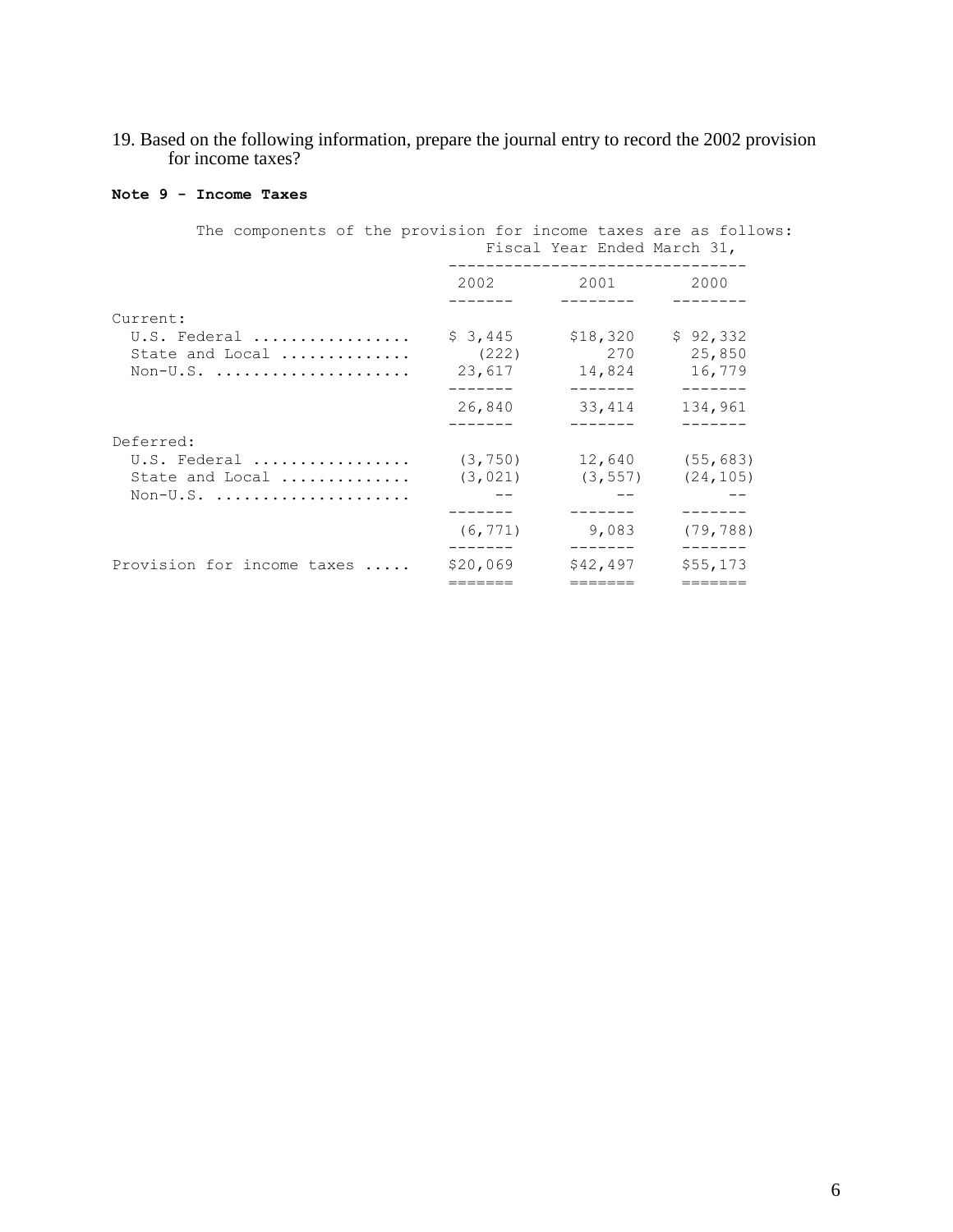19. Based on the following information, prepare the journal entry to record the 2002 provision for income taxes?

**Note 9 - Income Taxes**

The components of the provision for income taxes are as follows:

| | Fiscal Year Ended March 31, | | |
|---|---|---|---|
| | 2002 | 2001 | 2000 |
| Current: | | | |
| U.S. Federal ................. | $ 3,445 | $18,320 | $ 92,332 |
| State and Local .............. | (222) | 270 | 25,850 |
| Non-U.S. ..................... | 23,617 | 14,824 | 16,779 |
| | 26,840 | 33,414 | 134,961 |
| Deferred: | | | |
| U.S. Federal ................. | (3,750) | 12,640 | (55,683) |
| State and Local .............. | (3,021) | (3,557) | (24,105) |
| Non-U.S. ..................... | -- | -- | -- |
| | (6,771) | 9,083 | (79,788) |
| Provision for income taxes ..... | $20,069 | $42,497 | $55,173 |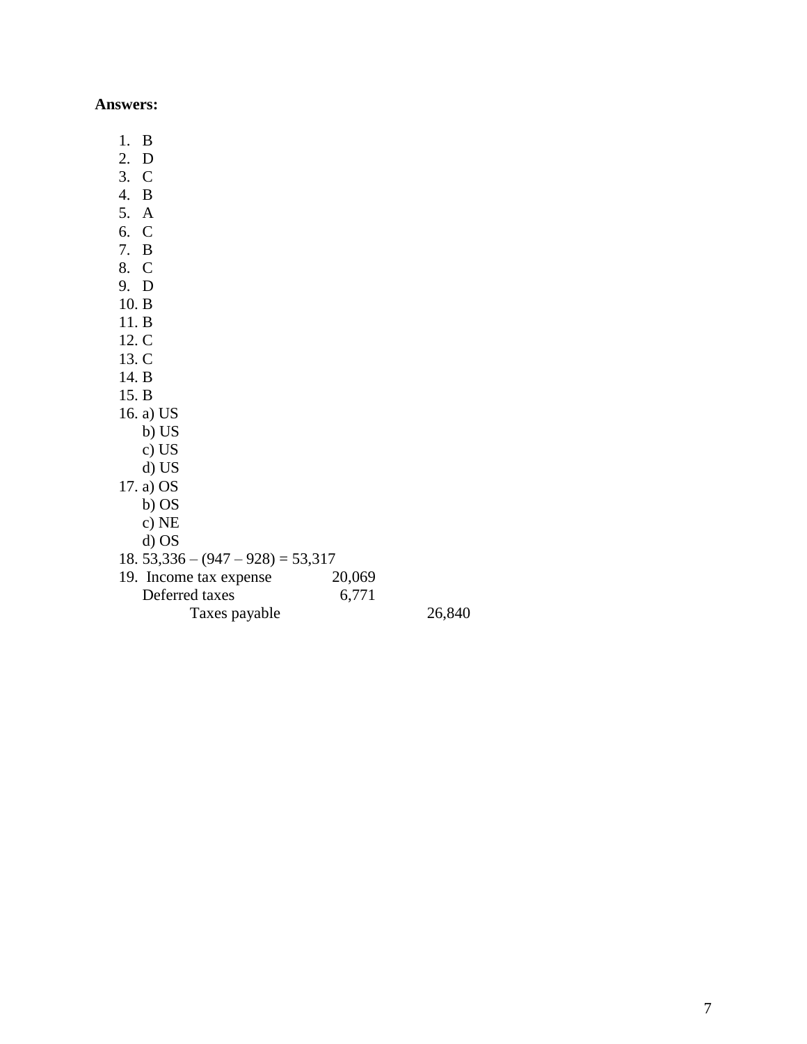**Answers:**

1. B
2. D
3. C
4. B
5. A
6. C
7. B
8. C
9. D
10. B
11. B
12. C
13. C
14. B
15. B
16. a) US
    b) US
    c) US
    d) US
17. a) OS
    b) OS
    c) NE
    d) OS
18. 53,336 – (947 – 928) = 53,317
19. Journal entry:

| | | |
|---|---|---|
| Income tax expense | 20,069 | |
| Deferred taxes | 6,771 | |
| Taxes payable | | 26,840 |